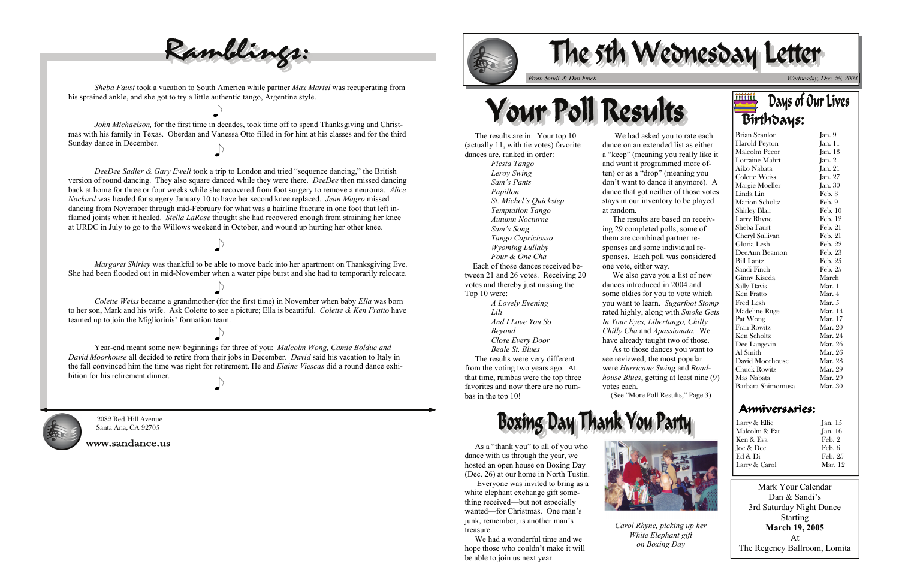# The 5th Wednesday Letter

From Sandi & Dan Finch — Wednesday, Dec. 29, 2004

# Your Poll Results

The results are in: Your top 10 (actually 11, with tie votes) favorite dances are, ranked in order:

*Fiesta Tango*
*Leroy Swing*
*Sam's Pants*
*Papillon*
*St. Michel's Quickstep*
*Temptation Tango*
*Autumn Nocturne*
*Sam's Song*
*Tango Capriciosso*
*Wyoming Lullaby*
*Four & One Cha*

Each of those dances received between 21 and 26 votes. Receiving 20 votes and thereby just missing the Top 10 were:

*A Lovely Evening*
*Lili*
*And I Love You So*
*Beyond*
*Close Every Door*
*Beale St. Blues*

The results were very different from the voting two years ago. At that time, rumbas were the top three favorites and now there are no rumbas in the top 10!

We had asked you to rate each dance on an extended list as either a "keep" (meaning you really like it and want it programmed more often) or as a "drop" (meaning you don't want to dance it anymore). A dance that got neither of those votes stays in our inventory to be played at random.

The results are based on receiving 29 completed polls, some of them are combined partner responses and some individual responses. Each poll was considered one vote, either way.

We also gave you a list of new dances introduced in 2004 and some oldies for you to vote which you want to learn. *Sugarfoot Stomp* rated highly, along with *Smoke Gets In Your Eyes, Libertango, Chilly Chilly Cha* and *Apassionata.* We have already taught two of those.

As to those dances you want to see reviewed, the most popular were *Hurricane Swing* and *Roadhouse Blues*, getting at least nine (9) votes each.

(See "More Poll Results," Page 3)

# Boxing Day Thank You Party

As a "thank you" to all of you who dance with us through the year, we hosted an open house on Boxing Day (Dec. 26) at our home in North Tustin.

Everyone was invited to bring as a white elephant exchange gift something received—but not especially wanted—for Christmas. One man's junk, remember, is another man's treasure.

We had a wonderful time and we hope those who couldn't make it will be able to join us next year.

*Carol Rhyne, picking up her White Elephant gift on Boxing Day*

## Days of Our Lives

### Birthdays:

| Name | Date |
|---|---|
| Brian Scanlon | Jan. 9 |
| Harold Peyton | Jan. 11 |
| Malcolm Pecor | Jan. 18 |
| Lorraine Mahrt | Jan. 21 |
| Aiko Nabata | Jan. 21 |
| Colette Weiss | Jan. 27 |
| Margie Moeller | Jan. 30 |
| Linda Lin | Feb. 3 |
| Marion Scholtz | Feb. 9 |
| Shirley Blair | Feb. 10 |
| Larry Rhyne | Feb. 12 |
| Sheba Faust | Feb. 21 |
| Cheryl Sullivan | Feb. 21 |
| Gloria Lesh | Feb. 22 |
| DeeAnn Beamon | Feb. 23 |
| Bill Lantz | Feb. 25 |
| Sandi Finch | Feb. 25 |
| Ginny Kiseda | March |
| Sally Davis | Mar. 1 |
| Ken Fratto | Mar. 4 |
| Fred Lesh | Mar. 5 |
| Madeline Ruge | Mar. 14 |
| Pat Wong | Mar. 17 |
| Fran Rowitz | Mar. 20 |
| Ken Scholtz | Mar. 24 |
| Dee Langevin | Mar. 26 |
| Al Smith | Mar. 26 |
| David Moorhouse | Mar. 28 |
| Chuck Rowitz | Mar. 29 |
| Mas Nabata | Mar. 29 |
| Barbara Shimomusa | Mar. 30 |

### Anniversaries:

| Names | Date |
|---|---|
| Larry & Ellie | Jan. 15 |
| Malcolm & Pat | Jan. 16 |
| Ken & Eva | Feb. 2 |
| Joe & Dee | Feb. 6 |
| Ed & Di | Feb. 25 |
| Larry & Carol | Mar. 12 |

Mark Your Calendar
Dan & Sandi's
3rd Saturday Night Dance
Starting
**March 19, 2005**
At
The Regency Ballroom, Lomita

# Ramblings:

*Sheba Faust* took a vacation to South America while partner *Max Martel* was recuperating from his sprained ankle, and she got to try a little authentic tango, Argentine style.

*John Michaelson,* for the first time in decades, took time off to spend Thanksgiving and Christmas with his family in Texas. Oberdan and Vanessa Otto filled in for him at his classes and for the third Sunday dance in December.

*DeeDee Sadler & Gary Ewell* took a trip to London and tried "sequence dancing," the British version of round dancing. They also square danced while they were there. *DeeDee* then missed dancing back at home for three or four weeks while she recovered from foot surgery to remove a neuroma. *Alice Nackard* was headed for surgery January 10 to have her second knee replaced. *Jean Magro* missed dancing from November through mid-February for what was a hairline fracture in one foot that left inflamed joints when it healed. *Stella LaRose* thought she had recovered enough from straining her knee at URDC in July to go to the Willows weekend in October, and wound up hurting her other knee.

*Margaret Shirley* was thankful to be able to move back into her apartment on Thanksgiving Eve. She had been flooded out in mid-November when a water pipe burst and she had to temporarily relocate.

*Colette Weiss* became a grandmother (for the first time) in November when baby *Ella* was born to her son, Mark and his wife. Ask Colette to see a picture; Ella is beautiful. *Colette & Ken Fratto* have teamed up to join the Migliorinis' formation team.

Year-end meant some new beginnings for three of you: *Malcolm Wong, Camie Bolduc and David Moorhouse* all decided to retire from their jobs in December. *David* said his vacation to Italy in the fall convinced him the time was right for retirement. He and *Elaine Viescas* did a round dance exhibition for his retirement dinner.

12082 Red Hill Avenue
Santa Ana, CA 92705

www.sandance.us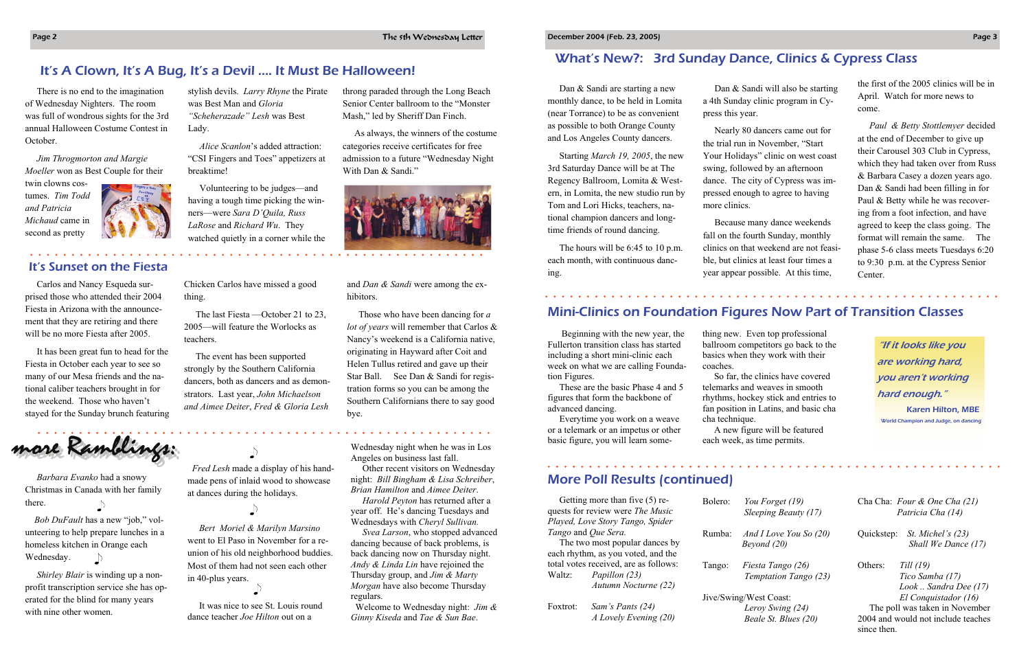## It's A Clown, It's A Bug, It's a Devil .... It Must Be Halloween!

There is no end to the imagination of Wednesday Nighters. The room was full of wondrous sights for the 3rd annual Halloween Costume Contest in October.

*Jim Throgmorton and Margie Moeller* won as Best Couple for their twin clowns costumes. *Tim Todd and Patricia Michaud* came in second as pretty stylish devils. *Larry Rhyne* the Pirate was Best Man and *Gloria "Scheherazade" Lesh* was Best Lady.

*Alice Scanlon*'s added attraction: "CSI Fingers and Toes" appetizers at breaktime!

Volunteering to be judges—and having a tough time picking the winners—were *Sara D'Quila, Russ LaRose* and *Richard Wu*. They watched quietly in a corner while the throng paraded through the Long Beach Senior Center ballroom to the "Monster Mash," led by Sheriff Dan Finch.

As always, the winners of the costume categories receive certificates for free admission to a future "Wednesday Night With Dan & Sandi."

## It's Sunset on the Fiesta

Carlos and Nancy Esqueda surprised those who attended their 2004 Fiesta in Arizona with the announcement that they are retiring and there will be no more Fiesta after 2005.

It has been great fun to head for the Fiesta in October each year to see so many of our Mesa friends and the national caliber teachers brought in for the weekend. Those who haven't stayed for the Sunday brunch featuring Chicken Carlos have missed a good thing.

The last Fiesta —October 21 to 23, 2005—will feature the Worlocks as teachers.

The event has been supported strongly by the Southern California dancers, both as dancers and as demonstrators. Last year, *John Michaelson and Aimee Deiter*, *Fred & Gloria Lesh* and *Dan & Sandi* were among the exhibitors.

Those who have been dancing for *a lot of years* will remember that Carlos & Nancy's weekend is a California native, originating in Hayward after Coit and Helen Tullus retired and gave up their Star Ball. See Dan & Sandi for registration forms so you can be among the Southern Californians there to say good bye.

## more Ramblings:

*Barbara Evanko* had a snowy Christmas in Canada with her family there.

*Bob DuFault* has a new "job," volunteering to help prepare lunches in a homeless kitchen in Orange each Wednesday.

*Shirley Blair* is winding up a non-profit transcription service she has operated for the blind for many years with nine other women.

*Fred Lesh* made a display of his handmade pens of inlaid wood to showcase at dances during the holidays.

*Bert Moriel & Marilyn Marsino* went to El Paso in November for a reunion of his old neighborhood buddies. Most of them had not seen each other in 40-plus years.

It was nice to see St. Louis round dance teacher *Joe Hilton* out on a Wednesday night when he was in Los Angeles on business last fall.

Other recent visitors on Wednesday night: *Bill Bingham & Lisa Schreiber*, *Brian Hamilton* and *Aimee Deiter*.

*Harold Peyton* has returned after a year off. He's dancing Tuesdays and Wednesdays with *Cheryl Sullivan.*

*Svea Larson*, who stopped advanced dancing because of back problems, is back dancing now on Thursday night. *Andy & Linda Lin* have rejoined the Thursday group, and *Jim & Marty Morgan* have also become Thursday regulars.

Welcome to Wednesday night: *Jim & Ginny Kiseda* and *Tae & Sun Bae*.

## What's New?: 3rd Sunday Dance, Clinics & Cypress Class

Dan & Sandi are starting a new monthly dance, to be held in Lomita (near Torrance) to be as convenient as possible to both Orange County and Los Angeles County dancers.

Starting *March 19, 2005*, the new 3rd Saturday Dance will be at The Regency Ballroom, Lomita & Western, in Lomita, the new studio run by Tom and Lori Hicks, teachers, national champion dancers and longtime friends of round dancing.

The hours will be 6:45 to 10 p.m. each month, with continuous dancing.

Dan & Sandi will also be starting a 4th Sunday clinic program in Cypress this year.

Nearly 80 dancers came out for the trial run in November, "Start Your Holidays" clinic on west coast swing, followed by an afternoon dance. The city of Cypress was impressed enough to agree to having more clinics.

Because many dance weekends fall on the fourth Sunday, monthly clinics on that weekend are not feasible, but clinics at least four times a year appear possible. At this time, the first of the 2005 clinics will be in April. Watch for more news to come.

*Paul & Betty Stottlemyer* decided at the end of December to give up their Carousel 303 Club in Cypress, which they had taken over from Russ & Barbara Casey a dozen years ago. Dan & Sandi had been filling in for Paul & Betty while he was recovering from a foot infection, and have agreed to keep the class going. The format will remain the same. The phase 5-6 class meets Tuesdays 6:20 to 9:30 p.m. at the Cypress Senior Center.

## Mini-Clinics on Foundation Figures Now Part of Transition Classes

Beginning with the new year, the Fullerton transition class has started including a short mini-clinic each week on what we are calling Foundation Figures.

These are the basic Phase 4 and 5 figures that form the backbone of advanced dancing.

Everytime you work on a weave or a telemark or an impetus or other basic figure, you will learn something new. Even top professional ballroom competitors go back to the basics when they work with their coaches.

So far, the clinics have covered telemarks and weaves in smooth rhythms, hockey stick and entries to fan position in Latins, and basic cha cha technique.

A new figure will be featured each week, as time permits.

> *"If it looks like you are working hard, you aren't working hard enough."*
>
> **Karen Hilton, MBE**
> World Champion and Judge, on dancing

## More Poll Results (continued)

Getting more than five (5) requests for review were *The Music Played, Love Story Tango, Spider Tango* and *Que Sera.*

The two most popular dances by each rhythm, as you voted, and the total votes received, are as follows:

Waltz: *Papillon (23)*, *Autumn Nocturne (22)*

Foxtrot: *Sam's Pants (24)*, *A Lovely Evening (20)*

Bolero: *You Forget (19)*, *Sleeping Beauty (17)*

Rumba: *And I Love You So (20)*, *Beyond (20)*

Tango: *Fiesta Tango (26)*, *Temptation Tango (23)*

Jive/Swing/West Coast: *Leroy Swing (24)*, *Beale St. Blues (20)*

Cha Cha: *Four & One Cha (21)*, *Patricia Cha (14)*

Quickstep: *St. Michel's (23)*, *Shall We Dance (17)*

Others: *Till (19)*, *Tico Samba (17)*, *Look .. Sandra Dee (17)*, *El Conquistador (16)*

The poll was taken in November 2004 and would not include teaches since then.